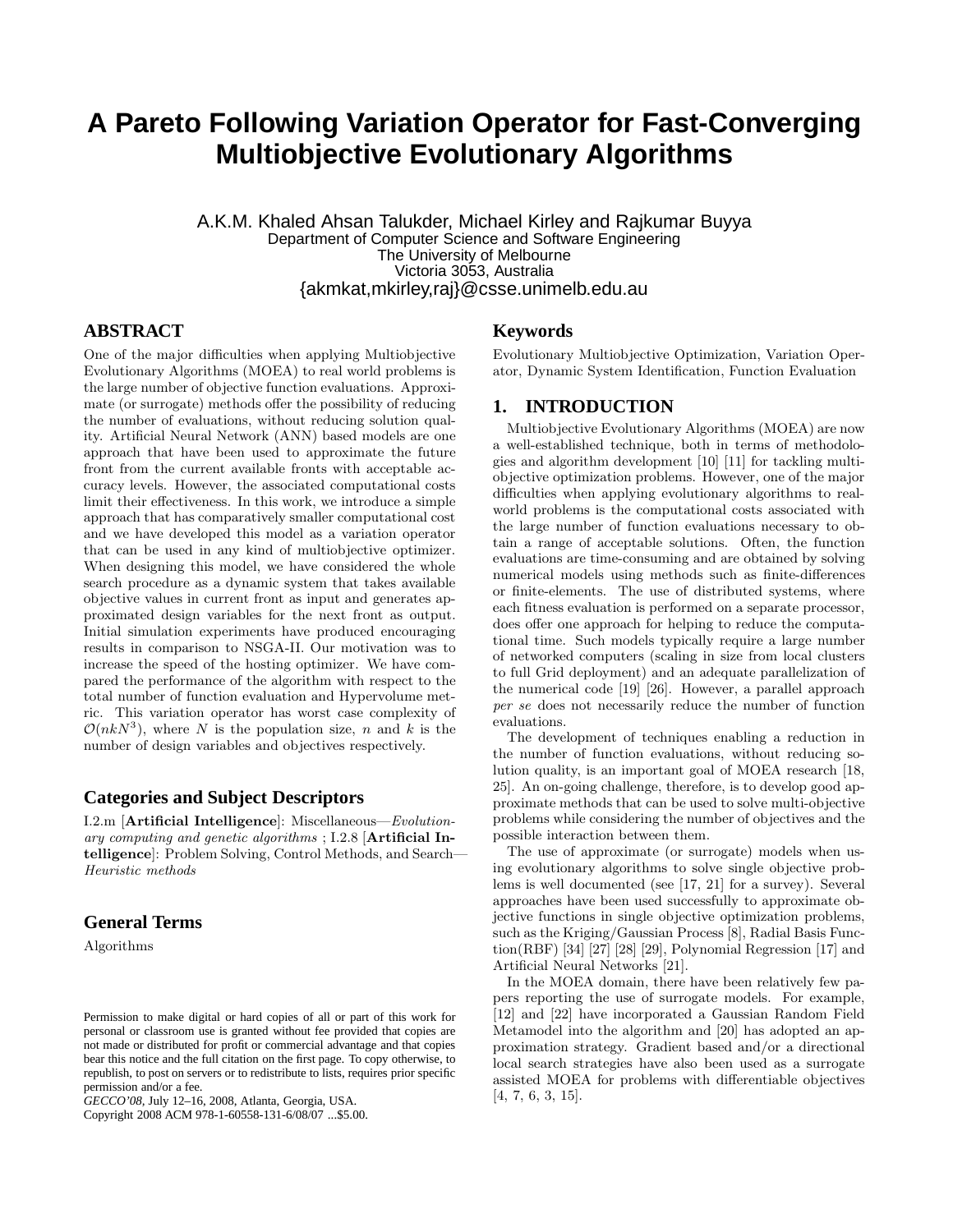# A Pareto Following Variation Operator for Fast-Converging Multiobjective Evolutionary Algorithms

A.K.M. Khaled Ahsan Talukder, Michael Kirley and Rajkumar Buyya
Department of Computer Science and Software Engineering
The University of Melbourne
Victoria 3053, Australia
{akmkat,mkirley,raj}@csse.unimelb.edu.au

## ABSTRACT

One of the major difficulties when applying Multiobjective Evolutionary Algorithms (MOEA) to real world problems is the large number of objective function evaluations. Approximate (or surrogate) methods offer the possibility of reducing the number of evaluations, without reducing solution quality. Artificial Neural Network (ANN) based models are one approach that have been used to approximate the future front from the current available fronts with acceptable accuracy levels. However, the associated computational costs limit their effectiveness. In this work, we introduce a simple approach that has comparatively smaller computational cost and we have developed this model as a variation operator that can be used in any kind of multiobjective optimizer. When designing this model, we have considered the whole search procedure as a dynamic system that takes available objective values in current front as input and generates approximated design variables for the next front as output. Initial simulation experiments have produced encouraging results in comparison to NSGA-II. Our motivation was to increase the speed of the hosting optimizer. We have compared the performance of the algorithm with respect to the total number of function evaluation and Hypervolume metric. This variation operator has worst case complexity of $\mathcal{O}(nkN^3)$, where $N$ is the population size, $n$ and $k$ is the number of design variables and objectives respectively.

### Categories and Subject Descriptors

I.2.m [**Artificial Intelligence**]: Miscellaneous—*Evolutionary computing and genetic algorithms* ; I.2.8 [**Artificial Intelligence**]: Problem Solving, Control Methods, and Search—*Heuristic methods*

### General Terms

Algorithms

Permission to make digital or hard copies of all or part of this work for personal or classroom use is granted without fee provided that copies are not made or distributed for profit or commercial advantage and that copies bear this notice and the full citation on the first page. To copy otherwise, to republish, to post on servers or to redistribute to lists, requires prior specific permission and/or a fee.
*GECCO'08*, July 12–16, 2008, Atlanta, Georgia, USA.
Copyright 2008 ACM 978-1-60558-131-6/08/07 ...$5.00.

### Keywords

Evolutionary Multiobjective Optimization, Variation Operator, Dynamic System Identification, Function Evaluation

## 1. INTRODUCTION

Multiobjective Evolutionary Algorithms (MOEA) are now a well-established technique, both in terms of methodologies and algorithm development [10] [11] for tackling multiobjective optimization problems. However, one of the major difficulties when applying evolutionary algorithms to real-world problems is the computational costs associated with the large number of function evaluations necessary to obtain a range of acceptable solutions. Often, the function evaluations are time-consuming and are obtained by solving numerical models using methods such as finite-differences or finite-elements. The use of distributed systems, where each fitness evaluation is performed on a separate processor, does offer one approach for helping to reduce the computational time. Such models typically require a large number of networked computers (scaling in size from local clusters to full Grid deployment) and an adequate parallelization of the numerical code [19] [26]. However, a parallel approach *per se* does not necessarily reduce the number of function evaluations.

The development of techniques enabling a reduction in the number of function evaluations, without reducing solution quality, is an important goal of MOEA research [18, 25]. An on-going challenge, therefore, is to develop good approximate methods that can be used to solve multi-objective problems while considering the number of objectives and the possible interaction between them.

The use of approximate (or surrogate) models when using evolutionary algorithms to solve single objective problems is well documented (see [17, 21] for a survey). Several approaches have been used successfully to approximate objective functions in single objective optimization problems, such as the Kriging/Gaussian Process [8], Radial Basis Function(RBF) [34] [27] [28] [29], Polynomial Regression [17] and Artificial Neural Networks [21].

In the MOEA domain, there have been relatively few papers reporting the use of surrogate models. For example, [12] and [22] have incorporated a Gaussian Random Field Metamodel into the algorithm and [20] has adopted an approximation strategy. Gradient based and/or a directional local search strategies have also been used as a surrogate assisted MOEA for problems with differentiable objectives [4, 7, 6, 3, 15].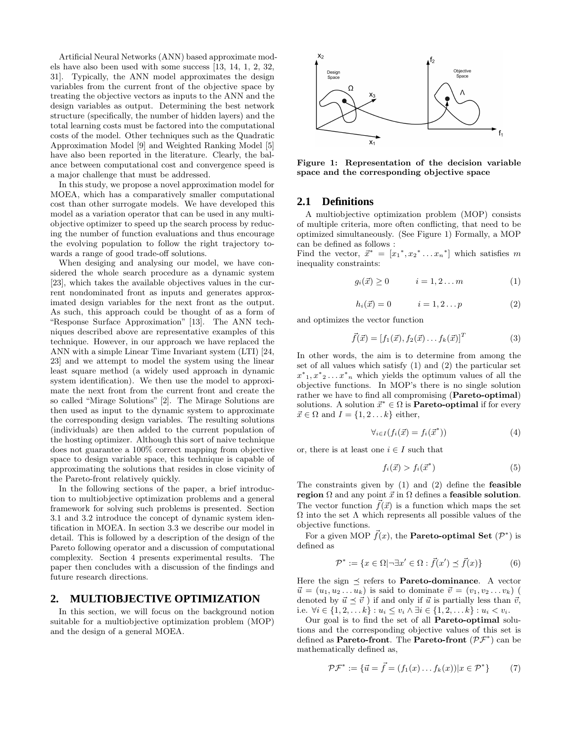Artificial Neural Networks (ANN) based approximate models have also been used with some success [13, 14, 1, 2, 32, 31]. Typically, the ANN model approximates the design variables from the current front of the objective space by treating the objective vectors as inputs to the ANN and the design variables as output. Determining the best network structure (specifically, the number of hidden layers) and the total learning costs must be factored into the computational costs of the model. Other techniques such as the Quadratic Approximation Model [9] and Weighted Ranking Model [5] have also been reported in the literature. Clearly, the balance between computational cost and convergence speed is a major challenge that must be addressed.

In this study, we propose a novel approximation model for MOEA, which has a comparatively smaller computational cost than other surrogate models. We have developed this model as a variation operator that can be used in any multiobjective optimizer to speed up the search process by reducing the number of function evaluations and thus encourage the evolving population to follow the right trajectory towards a range of good trade-off solutions.

When desiging and analysing our model, we have considered the whole search procedure as a dynamic system [23], which takes the available objectives values in the current nondominated front as inputs and generates approximated design variables for the next front as the output. As such, this approach could be thought of as a form of "Response Surface Approximation" [13]. The ANN techniques described above are representative examples of this technique. However, in our approach we have replaced the ANN with a simple Linear Time Invariant system (LTI) [24, 23] and we attempt to model the system using the linear least square method (a widely used approach in dynamic system identification). We then use the model to approximate the next front from the current front and create the so called "Mirage Solutions" [2]. The Mirage Solutions are then used as input to the dynamic system to approximate the corresponding design variables. The resulting solutions (individuals) are then added to the current population of the hosting optimizer. Although this sort of naive technique does not guarantee a 100% correct mapping from objective space to design variable space, this technique is capable of approximating the solutions that resides in close vicinity of the Pareto-front relatively quickly.

In the following sections of the paper, a brief introduction to multiobjective optimization problems and a general framework for solving such problems is presented. Section 3.1 and 3.2 introduce the concept of dynamic system identification in MOEA. In section 3.3 we describe our model in detail. This is followed by a description of the design of the Pareto following operator and a discussion of computational complexity. Section 4 presents experimental results. The paper then concludes with a discussion of the findings and future research directions.

## 2. MULTIOBJECTIVE OPTIMIZATION

In this section, we will focus on the background notion suitable for a multiobjective optimization problem (MOP) and the design of a general MOEA.

**Figure 1: Representation of the decision variable space and the corresponding objective space**

### 2.1 Definitions

A multiobjective optimization problem (MOP) consists of multiple criteria, more often conflicting, that need to be optimized simultaneously. (See Figure 1) Formally, a MOP can be defined as follows :

Find the vector, $\vec{x}^* = [x_1{}^*, x_2{}^* \dots x_n{}^*]$ which satisfies $m$ inequality constraints:

$$g_i(\vec{x}) \geq 0 \qquad i = 1, 2 \dots m \tag{1}$$

$$h_i(\vec{x}) = 0 \qquad i = 1, 2 \dots p \tag{2}$$

and optimizes the vector function

$$\vec{f}(\vec{x}) = [f_1(\vec{x}), f_2(\vec{x}) \dots f_k(\vec{x})]^T \tag{3}$$

In other words, the aim is to determine from among the set of all values which satisfy (1) and (2) the particular set $x^*{}_1, x^*{}_2 \dots x^*{}_n$ which yields the optimum values of all the objective functions. In MOP's there is no single solution rather we have to find all compromising (**Pareto-optimal**) solutions. A solution $\vec{x}^* \in \Omega$ is **Pareto-optimal** if for every $\vec{x} \in \Omega$ and $I = \{1, 2 \dots k\}$ either,

$$\forall_{i \in I}(f_i(\vec{x}) = f_i(\vec{x}^*)) \tag{4}$$

or, there is at least one $i \in I$ such that

$$f_i(\vec{x}) > f_i(\vec{x}^*) \tag{5}$$

The constraints given by (1) and (2) define the **feasible region** $\Omega$ and any point $\vec{x}$ in $\Omega$ defines a **feasible solution**. The vector function $\vec{f}(\vec{x})$ is a function which maps the set $\Omega$ into the set $\Lambda$ which represents all possible values of the objective functions.

For a given MOP $\vec{f}(x)$, the **Pareto-optimal Set** ($\mathcal{P}^*$) is defined as

$$\mathcal{P}^* := \{x \in \Omega | \neg \exists x' \in \Omega : \vec{f}(x') \preceq \vec{f}(x)\} \tag{6}$$

Here the sign $\preceq$ refers to **Pareto-dominance**. A vector $\vec{u} = (u_1, u_2 \dots u_k)$ is said to dominate $\vec{v} = (v_1, v_2 \dots v_k)$ ( denoted by $\vec{u} \preceq \vec{v}$ ) if and only if $\vec{u}$ is partially less than $\vec{v}$, i.e. $\forall i \in \{1, 2, \dots k\} : u_i \leq v_i \wedge \exists i \in \{1, 2, \dots k\} : u_i < v_i$.

Our goal is to find the set of all **Pareto-optimal** solutions and the corresponding objective values of this set is defined as **Pareto-front**. The **Pareto-front** ($\mathcal{PF}^*$) can be mathematically defined as,

$$\mathcal{PF}^* := \{\vec{u} = \vec{f} = (f_1(x) \dots f_k(x)) | x \in \mathcal{P}^*\} \tag{7}$$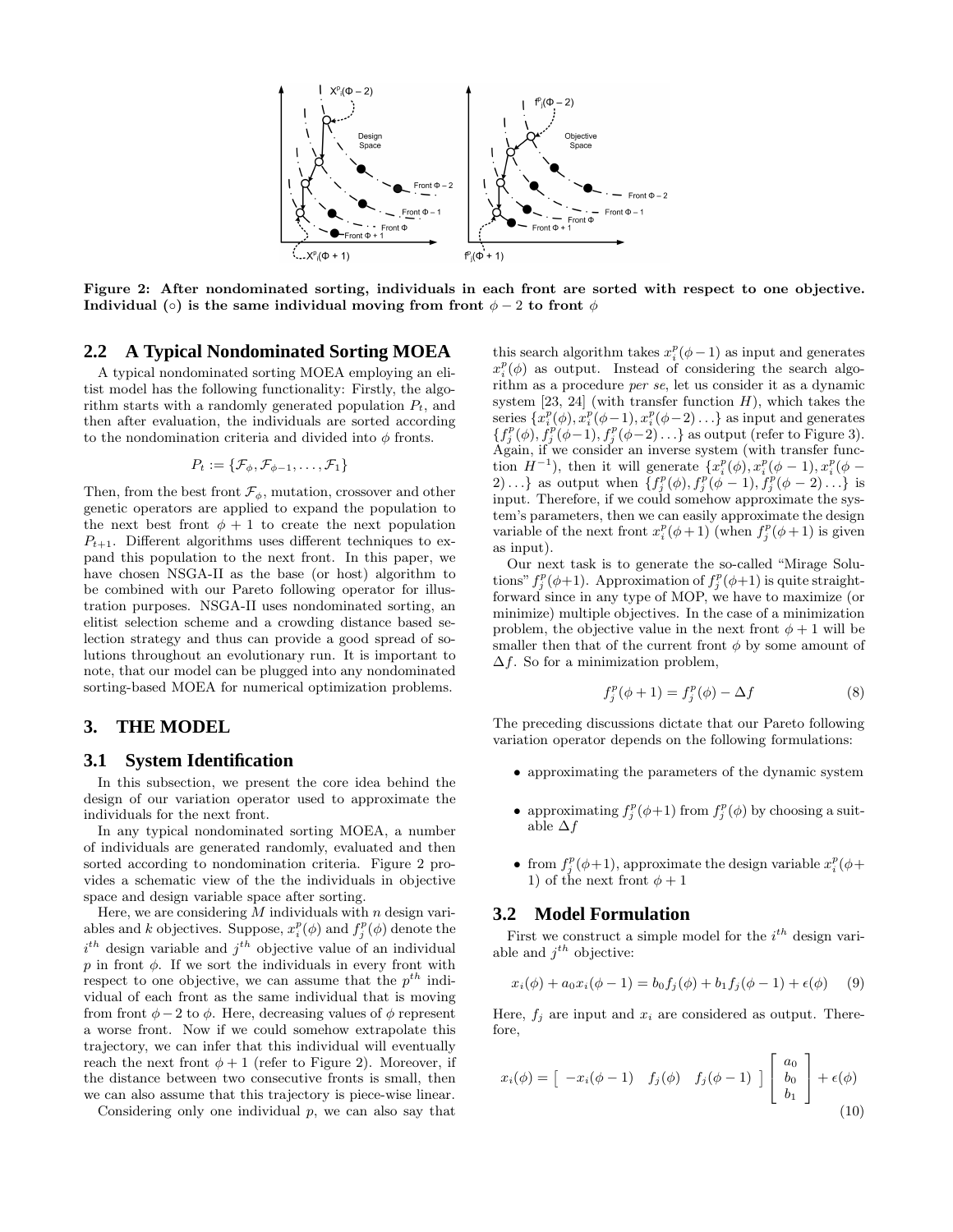Figure 2: After nondominated sorting, individuals in each front are sorted with respect to one objective. Individual (○) is the same individual moving from front $\phi - 2$ to front $\phi$

## 2.2 A Typical Nondominated Sorting MOEA

A typical nondominated sorting MOEA employing an elitist model has the following functionality: Firstly, the algorithm starts with a randomly generated population $P_t$, and then after evaluation, the individuals are sorted according to the nondomination criteria and divided into $\phi$ fronts.

$$P_t := \{\mathcal{F}_\phi, \mathcal{F}_{\phi-1}, \ldots, \mathcal{F}_1\}$$

Then, from the best front $\mathcal{F}_\phi$, mutation, crossover and other genetic operators are applied to expand the population to the next best front $\phi + 1$ to create the next population $P_{t+1}$. Different algorithms uses different techniques to expand this population to the next front. In this paper, we have chosen NSGA-II as the base (or host) algorithm to be combined with our Pareto following operator for illustration purposes. NSGA-II uses nondominated sorting, an elitist selection scheme and a crowding distance based selection strategy and thus can provide a good spread of solutions throughout an evolutionary run. It is important to note, that our model can be plugged into any nondominated sorting-based MOEA for numerical optimization problems.

## 3. THE MODEL

### 3.1 System Identification

In this subsection, we present the core idea behind the design of our variation operator used to approximate the individuals for the next front.

In any typical nondominated sorting MOEA, a number of individuals are generated randomly, evaluated and then sorted according to nondomination criteria. Figure 2 provides a schematic view of the the individuals in objective space and design variable space after sorting.

Here, we are considering $M$ individuals with $n$ design variables and $k$ objectives. Suppose, $x_i^p(\phi)$ and $f_j^p(\phi)$ denote the $i^{th}$ design variable and $j^{th}$ objective value of an individual $p$ in front $\phi$. If we sort the individuals in every front with respect to one objective, we can assume that the $p^{th}$ individual of each front as the same individual that is moving from front $\phi - 2$ to $\phi$. Here, decreasing values of $\phi$ represent a worse front. Now if we could somehow extrapolate this trajectory, we can infer that this individual will eventually reach the next front $\phi + 1$ (refer to Figure 2). Moreover, if the distance between two consecutive fronts is small, then we can also assume that this trajectory is piece-wise linear.

Considering only one individual $p$, we can also say that this search algorithm takes $x_i^p(\phi-1)$ as input and generates $x_i^p(\phi)$ as output. Instead of considering the search algorithm as a procedure *per se*, let us consider it as a dynamic system [23, 24] (with transfer function $H$), which takes the series $\{x_i^p(\phi), x_i^p(\phi-1), x_i^p(\phi-2)\ldots\}$ as input and generates $\{f_j^p(\phi), f_j^p(\phi-1), f_j^p(\phi-2)\ldots\}$ as output (refer to Figure 3). Again, if we consider an inverse system (with transfer function $H^{-1}$), then it will generate $\{x_i^p(\phi), x_i^p(\phi-1), x_i^p(\phi-2)\ldots\}$ as output when $\{f_j^p(\phi), f_j^p(\phi-1), f_j^p(\phi-2)\ldots\}$ is input. Therefore, if we could somehow approximate the system's parameters, then we can easily approximate the design variable of the next front $x_i^p(\phi+1)$ (when $f_j^p(\phi+1)$ is given as input).

Our next task is to generate the so-called "Mirage Solutions" $f_j^p(\phi+1)$. Approximation of $f_j^p(\phi+1)$ is quite straightforward since in any type of MOP, we have to maximize (or minimize) multiple objectives. In the case of a minimization problem, the objective value in the next front $\phi + 1$ will be smaller then that of the current front $\phi$ by some amount of $\Delta f$. So for a minimization problem,

$$f_j^p(\phi+1) = f_j^p(\phi) - \Delta f \tag{8}$$

The preceding discussions dictate that our Pareto following variation operator depends on the following formulations:

- approximating the parameters of the dynamic system
- approximating $f_j^p(\phi+1)$ from $f_j^p(\phi)$ by choosing a suitable $\Delta f$
- from $f_j^p(\phi+1)$, approximate the design variable $x_i^p(\phi+1)$ of the next front $\phi + 1$

### 3.2 Model Formulation

First we construct a simple model for the $i^{th}$ design variable and $j^{th}$ objective:

$$x_i(\phi) + a_0 x_i(\phi-1) = b_0 f_j(\phi) + b_1 f_j(\phi-1) + \epsilon(\phi) \tag{9}$$

Here, $f_j$ are input and $x_i$ are considered as output. Therefore,

$$x_i(\phi) = \begin{bmatrix} -x_i(\phi-1) & f_j(\phi) & f_j(\phi-1) \end{bmatrix} \begin{bmatrix} a_0 \\ b_0 \\ b_1 \end{bmatrix} + \epsilon(\phi) \tag{10}$$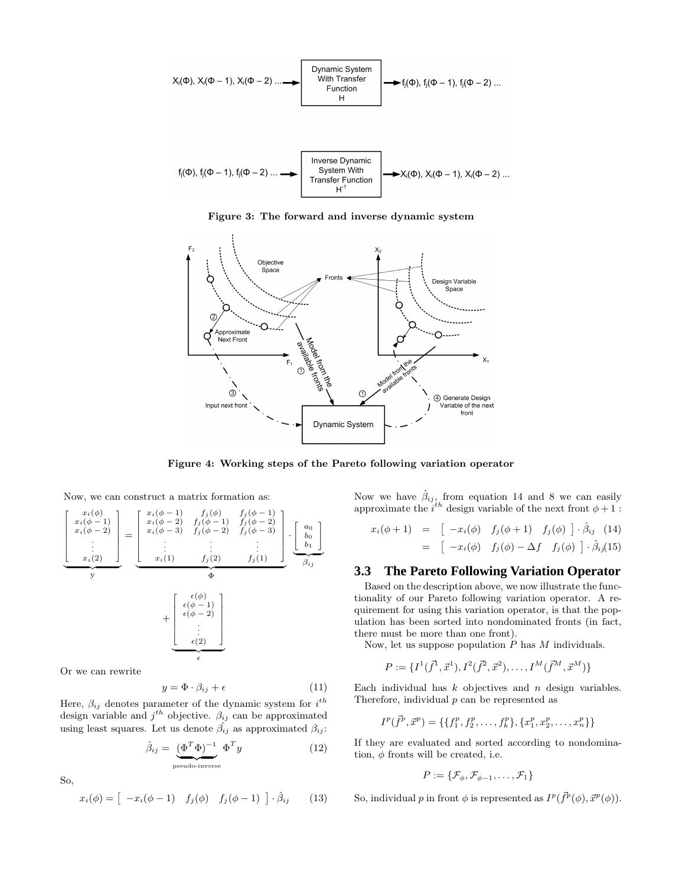Figure 3: The forward and inverse dynamic system

Figure 4: Working steps of the Pareto following variation operator

Now, we can construct a matrix formation as:

$$\underbrace{\begin{bmatrix} x_i(\phi) \\ x_i(\phi-1) \\ x_i(\phi-2) \\ \vdots \\ x_i(2) \end{bmatrix}}_{\text{y}} = \underbrace{\begin{bmatrix} x_i(\phi-1) & f_j(\phi) & f_j(\phi-1) \\ x_i(\phi-2) & f_j(\phi-1) & f_j(\phi-2) \\ x_i(\phi-3) & f_j(\phi-2) & f_j(\phi-3) \\ \vdots & \vdots & \vdots \\ x_i(1) & f_j(2) & f_j(1) \end{bmatrix}}_{\Phi} \cdot \underbrace{\begin{bmatrix} a_0 \\ b_0 \\ b_1 \end{bmatrix}}_{\beta_{ij}} + \underbrace{\begin{bmatrix} \epsilon(\phi) \\ \epsilon(\phi-1) \\ \epsilon(\phi-2) \\ \vdots \\ \epsilon(2) \end{bmatrix}}_{\epsilon}$$

Or we can rewrite

$$y = \Phi \cdot \beta_{ij} + \epsilon \tag{11}$$

Here, $\beta_{ij}$ denotes parameter of the dynamic system for $i^{th}$ design variable and $j^{th}$ objective. $\beta_{ij}$ can be approximated using least squares. Let us denote $\hat{\beta_{ij}}$ as approximated $\beta_{ij}$:

$$\hat{\beta}_{ij} = \underbrace{(\Phi^T\Phi)^{-1}}_{\text{pseudo-inverse}} \Phi^T y \tag{12}$$

So,

$$x_i(\phi) = \begin{bmatrix} -x_i(\phi-1) & f_j(\phi) & f_j(\phi-1) \end{bmatrix} \cdot \hat{\beta}_{ij} \tag{13}$$

Now we have $\hat{\beta}_{ij}$, from equation 14 and 8 we can easily approximate the $i^{th}$ design variable of the next front $\phi+1$ :

$$\begin{aligned} x_i(\phi+1) &= \begin{bmatrix} -x_i(\phi) & f_j(\phi+1) & f_j(\phi) \end{bmatrix} \cdot \hat{\beta}_{ij} \quad (14) \\ &= \begin{bmatrix} -x_i(\phi) & f_j(\phi)-\Delta f & f_j(\phi) \end{bmatrix} \cdot \hat{\beta}_{ij} (15) \end{aligned}$$

### 3.3 The Pareto Following Variation Operator

Based on the description above, we now illustrate the functionality of our Pareto following variation operator. A requirement for using this variation operator, is that the population has been sorted into nondominated fronts (in fact, there must be more than one front).

Now, let us suppose population $P$ has $M$ individuals.

$$P := \{I^1(\vec{f}^1, \vec{x}^1), I^2(\vec{f}^2, \vec{x}^2), \ldots, I^M(\vec{f}^M, \vec{x}^M)\}$$

Each individual has $k$ objectives and $n$ design variables. Therefore, individual $p$ can be represented as

$$I^p(\vec{f}^p, \vec{x}^p) = \{\{f_1^p, f_2^p, \ldots, f_k^p\}, \{x_1^p, x_2^p, \ldots, x_n^p\}\}$$

If they are evaluated and sorted according to nondomination, $\phi$ fronts will be created, i.e.

$$P := \{\mathcal{F}_\phi, \mathcal{F}_{\phi-1}, \ldots, \mathcal{F}_1\}$$

So, individual $p$ in front $\phi$ is represented as $I^p(\vec{f}^p(\phi), \vec{x}^p(\phi))$.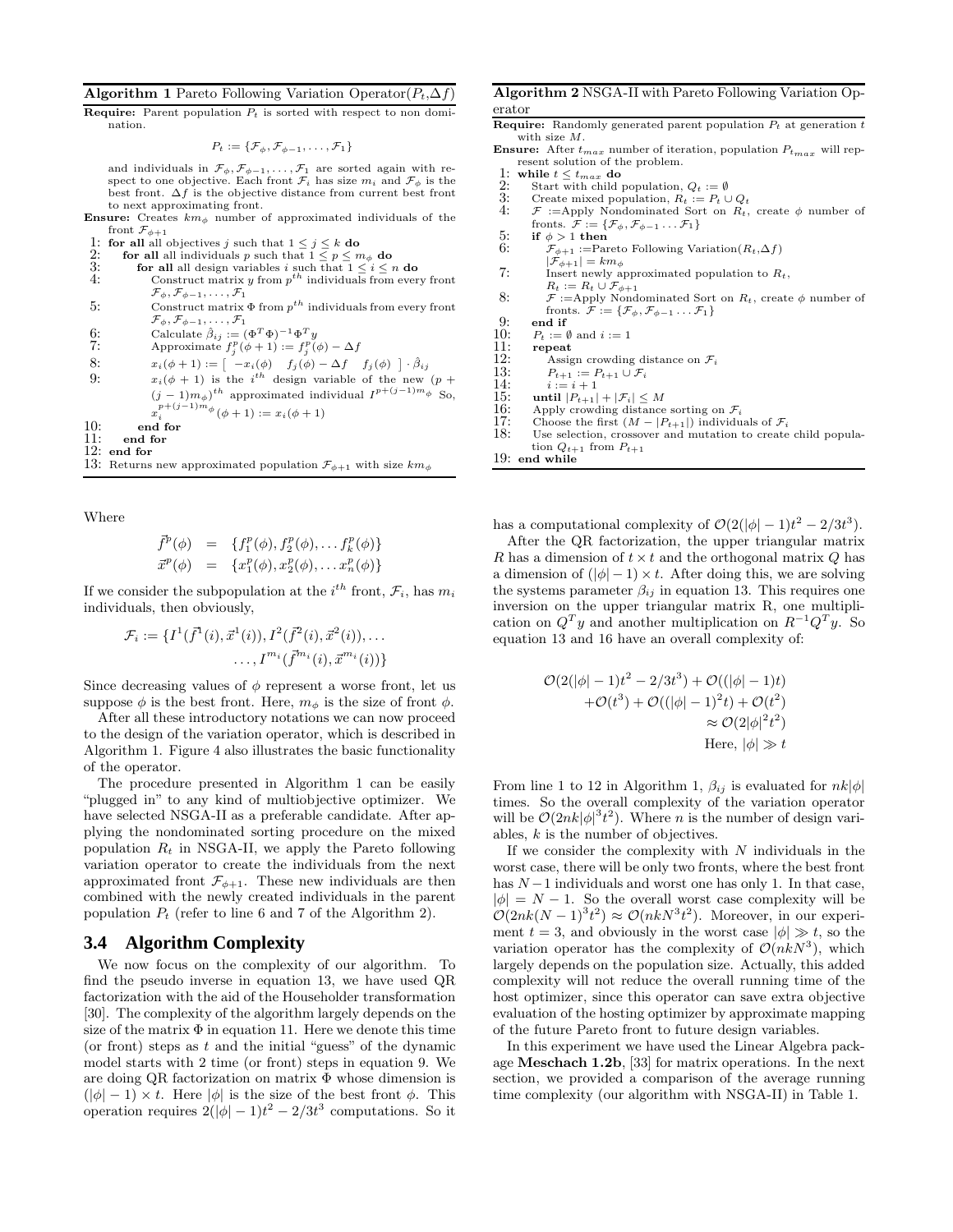**Algorithm 1** Pareto Following Variation Operator($P_t$,$\Delta f$)

**Require:** Parent population $P_t$ is sorted with respect to non domination.

$$P_t := \{\mathcal{F}_\phi, \mathcal{F}_{\phi-1}, \ldots, \mathcal{F}_1\}$$

and individuals in $\mathcal{F}_\phi, \mathcal{F}_{\phi-1}, \ldots, \mathcal{F}_1$ are sorted again with respect to one objective. Each front $\mathcal{F}_i$ has size $m_i$ and $\mathcal{F}_\phi$ is the best front. $\Delta f$ is the objective distance from current best front to next approximating front.

**Ensure:** Creates $km_\phi$ number of approximated individuals of the front $\mathcal{F}_{\phi+1}$

1: **for all** all objectives $j$ such that $1 \leq j \leq k$ **do**
2: &nbsp;&nbsp;**for all** all individuals $p$ such that $1 \leq p \leq m_\phi$ **do**
3: &nbsp;&nbsp;&nbsp;&nbsp;**for all** all design variables $i$ such that $1 \leq i \leq n$ **do**
4: &nbsp;&nbsp;&nbsp;&nbsp;&nbsp;&nbsp;Construct matrix $y$ from $p^{th}$ individuals from every front $\mathcal{F}_\phi, \mathcal{F}_{\phi-1}, \ldots, \mathcal{F}_1$
5: &nbsp;&nbsp;&nbsp;&nbsp;&nbsp;&nbsp;Construct matrix $\Phi$ from $p^{th}$ individuals from every front $\mathcal{F}_\phi, \mathcal{F}_{\phi-1}, \ldots, \mathcal{F}_1$
6: &nbsp;&nbsp;&nbsp;&nbsp;&nbsp;&nbsp;Calculate $\hat{\beta}_{ij} := (\Phi^T\Phi)^{-1}\Phi^T y$
7: &nbsp;&nbsp;&nbsp;&nbsp;&nbsp;&nbsp;Approximate $f_j^p(\phi+1) := f_j^p(\phi) - \Delta f$
8: &nbsp;&nbsp;&nbsp;&nbsp;&nbsp;&nbsp;$x_i(\phi+1) := \begin{bmatrix} -x_i(\phi) & f_j(\phi) - \Delta f & f_j(\phi) \end{bmatrix} \cdot \hat{\beta}_{ij}$
9: &nbsp;&nbsp;&nbsp;&nbsp;&nbsp;&nbsp;$x_i(\phi+1)$ is the $i^{th}$ design variable of the new $(p + (j-1)m_\phi)^{th}$ approximated individual $I^{p+(j-1)m_\phi}$ So, $x_i^{p+(j-1)m_\phi}(\phi+1) := x_i(\phi+1)$
10: &nbsp;&nbsp;&nbsp;&nbsp;**end for**
11: &nbsp;&nbsp;**end for**
12: **end for**
13: Returns new approximated population $\mathcal{F}_{\phi+1}$ with size $km_\phi$

Where

$$\vec{f}^p(\phi) = \{f_1^p(\phi), f_2^p(\phi), \ldots f_k^p(\phi)\}$$
$$\vec{x}^p(\phi) = \{x_1^p(\phi), x_2^p(\phi), \ldots x_n^p(\phi)\}$$

If we consider the subpopulation at the $i^{th}$ front, $\mathcal{F}_i$, has $m_i$ individuals, then obviously,

$$\mathcal{F}_i := \{I^1(\vec{f}^1(i), \vec{x}^1(i)), I^2(\vec{f}^2(i), \vec{x}^2(i)), \ldots \ldots, I^{m_i}(\vec{f}^{m_i}(i), \vec{x}^{m_i}(i))\}$$

Since decreasing values of $\phi$ represent a worse front, let us suppose $\phi$ is the best front. Here, $m_\phi$ is the size of front $\phi$.

After all these introductory notations we can now proceed to the design of the variation operator, which is described in Algorithm 1. Figure 4 also illustrates the basic functionality of the operator.

The procedure presented in Algorithm 1 can be easily "plugged in" to any kind of multiobjective optimizer. We have selected NSGA-II as a preferable candidate. After applying the nondominated sorting procedure on the mixed population $R_t$ in NSGA-II, we apply the Pareto following variation operator to create the individuals from the next approximated front $\mathcal{F}_{\phi+1}$. These new individuals are then combined with the newly created individuals in the parent population $P_t$ (refer to line 6 and 7 of the Algorithm 2).

**Algorithm 2** NSGA-II with Pareto Following Variation Operator

**Require:** Randomly generated parent population $P_t$ at generation $t$ with size $M$.

**Ensure:** After $t_{max}$ number of iteration, population $P_{t_{max}}$ will represent solution of the problem.

1: **while** $t \leq t_{max}$ **do**
2: &nbsp;&nbsp;Start with child population, $Q_t := \emptyset$
3: &nbsp;&nbsp;Create mixed population, $R_t := P_t \cup Q_t$
4: &nbsp;&nbsp;$\mathcal{F}$ :=Apply Nondominated Sort on $R_t$, create $\phi$ number of fronts. $\mathcal{F} := \{\mathcal{F}_\phi, \mathcal{F}_{\phi-1} \ldots \mathcal{F}_1\}$
5: &nbsp;&nbsp;**if** $\phi > 1$ **then**
6: &nbsp;&nbsp;&nbsp;&nbsp;$\mathcal{F}_{\phi+1}$ :=Pareto Following Variation($R_t$,$\Delta f$) $|\mathcal{F}_{\phi+1}| = km_\phi$
7: &nbsp;&nbsp;&nbsp;&nbsp;Insert newly approximated population to $R_t$, $R_t := R_t \cup \mathcal{F}_{\phi+1}$
8: &nbsp;&nbsp;&nbsp;&nbsp;$\mathcal{F}$ :=Apply Nondominated Sort on $R_t$, create $\phi$ number of fronts. $\mathcal{F} := \{\mathcal{F}_\phi, \mathcal{F}_{\phi-1} \ldots \mathcal{F}_1\}$
9: &nbsp;&nbsp;**end if**
10: &nbsp;&nbsp;$P_t := \emptyset$ and $i := 1$
11: &nbsp;&nbsp;**repeat**
12: &nbsp;&nbsp;&nbsp;&nbsp;Assign crowding distance on $\mathcal{F}_i$
13: &nbsp;&nbsp;&nbsp;&nbsp;$P_{t+1} := P_{t+1} \cup \mathcal{F}_i$
14: &nbsp;&nbsp;&nbsp;&nbsp;$i := i + 1$
15: &nbsp;&nbsp;**until** $|P_{t+1}| + |\mathcal{F}_i| \leq M$
16: &nbsp;&nbsp;Apply crowding distance sorting on $\mathcal{F}_i$
17: &nbsp;&nbsp;Choose the first $(M - |P_{t+1}|)$ individuals of $\mathcal{F}_i$
18: &nbsp;&nbsp;Use selection, crossover and mutation to create child population $Q_{t+1}$ from $P_{t+1}$
19: **end while**

### 3.4 Algorithm Complexity

We now focus on the complexity of our algorithm. To find the pseudo inverse in equation 13, we have used QR factorization with the aid of the Householder transformation [30]. The complexity of the algorithm largely depends on the size of the matrix $\Phi$ in equation 11. Here we denote this time (or front) steps as $t$ and the initial "guess" of the dynamic model starts with 2 time (or front) steps in equation 9. We are doing QR factorization on matrix $\Phi$ whose dimension is $(|\phi| - 1) \times t$. Here $|\phi|$ is the size of the best front $\phi$. This operation requires $2(|\phi|-1)t^2 - 2/3t^3$ computations. So it has a computational complexity of $\mathcal{O}(2(|\phi|-1)t^2 - 2/3t^3)$.

After the QR factorization, the upper triangular matrix $R$ has a dimension of $t \times t$ and the orthogonal matrix $Q$ has a dimension of $(|\phi|-1) \times t$. After doing this, we are solving the systems parameter $\beta_{ij}$ in equation 13. This requires one inversion on the upper triangular matrix R, one multiplication on $Q^T y$ and another multiplication on $R^{-1}Q^T y$. So equation 13 and 16 have an overall complexity of:

$$\begin{aligned} \mathcal{O}(2(|\phi|-1)t^2 - 2/3t^3) + \mathcal{O}((|\phi|-1)t) \\ + \mathcal{O}(t^3) + \mathcal{O}((|\phi|-1)^2 t) + \mathcal{O}(t^2) \\ \approx \mathcal{O}(2|\phi|^2 t^2) \\ \text{Here, } |\phi| \gg t \end{aligned}$$

From line 1 to 12 in Algorithm 1, $\beta_{ij}$ is evaluated for $nk|\phi|$ times. So the overall complexity of the variation operator will be $\mathcal{O}(2nk|\phi|^3 t^2)$. Where $n$ is the number of design variables, $k$ is the number of objectives.

If we consider the complexity with $N$ individuals in the worst case, there will be only two fronts, where the best front has $N-1$ individuals and worst one has only 1. In that case, $|\phi| = N - 1$. So the overall worst case complexity will be $\mathcal{O}(2nk(N-1)^3 t^2) \approx \mathcal{O}(nkN^3 t^2)$. Moreover, in our experiment $t = 3$, and obviously in the worst case $|\phi| \gg t$, so the variation operator has the complexity of $\mathcal{O}(nkN^3)$, which largely depends on the population size. Actually, this added complexity will not reduce the overall running time of the host optimizer, since this operator can save extra objective evaluation of the hosting optimizer by approximate mapping of the future Pareto front to future design variables.

In this experiment we have used the Linear Algebra package **Meschach 1.2b**, [33] for matrix operations. In the next section, we provided a comparison of the average running time complexity (our algorithm with NSGA-II) in Table 1.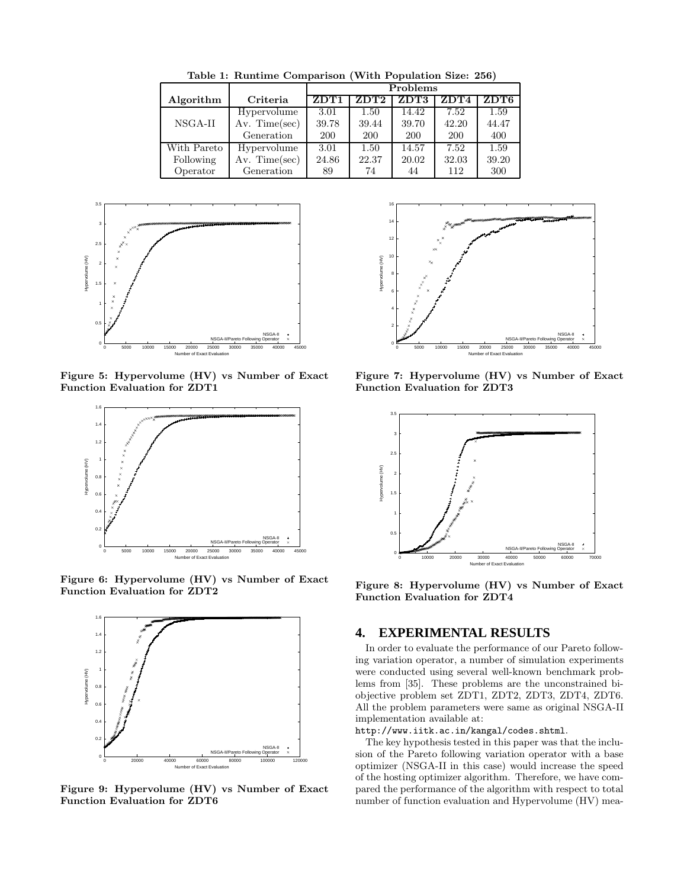**Table 1: Runtime Comparison (With Population Size: 256)**

| Algorithm | Criteria | Problems | | | | |
|---|---|---|---|---|---|---|
| | | ZDT1 | ZDT2 | ZDT3 | ZDT4 | ZDT6 |
| NSGA-II | Hypervolume | 3.01 | 1.50 | 14.42 | 7.52 | 1.59 |
| | Av. Time(sec) | 39.78 | 39.44 | 39.70 | 42.20 | 44.47 |
| | Generation | 200 | 200 | 200 | 200 | 400 |
| With Pareto Following Operator | Hypervolume | 3.01 | 1.50 | 14.57 | 7.52 | 1.59 |
| | Av. Time(sec) | 24.86 | 22.37 | 20.02 | 32.03 | 39.20 |
| | Generation | 89 | 74 | 44 | 112 | 300 |

**Figure 5: Hypervolume (HV) vs Number of Exact Function Evaluation for ZDT1**

**Figure 6: Hypervolume (HV) vs Number of Exact Function Evaluation for ZDT2**

**Figure 9: Hypervolume (HV) vs Number of Exact Function Evaluation for ZDT6**

**Figure 7: Hypervolume (HV) vs Number of Exact Function Evaluation for ZDT3**

**Figure 8: Hypervolume (HV) vs Number of Exact Function Evaluation for ZDT4**

## 4. EXPERIMENTAL RESULTS

In order to evaluate the performance of our Pareto following variation operator, a number of simulation experiments were conducted using several well-known benchmark problems from [35]. These problems are the unconstrained bi-objective problem set ZDT1, ZDT2, ZDT3, ZDT4, ZDT6. All the problem parameters were same as original NSGA-II implementation available at:

`http://www.iitk.ac.in/kangal/codes.shtml`.

The key hypothesis tested in this paper was that the inclusion of the Pareto following variation operator with a base optimizer (NSGA-II in this case) would increase the speed of the hosting optimizer algorithm. Therefore, we have compared the performance of the algorithm with respect to total number of function evaluation and Hypervolume (HV) mea-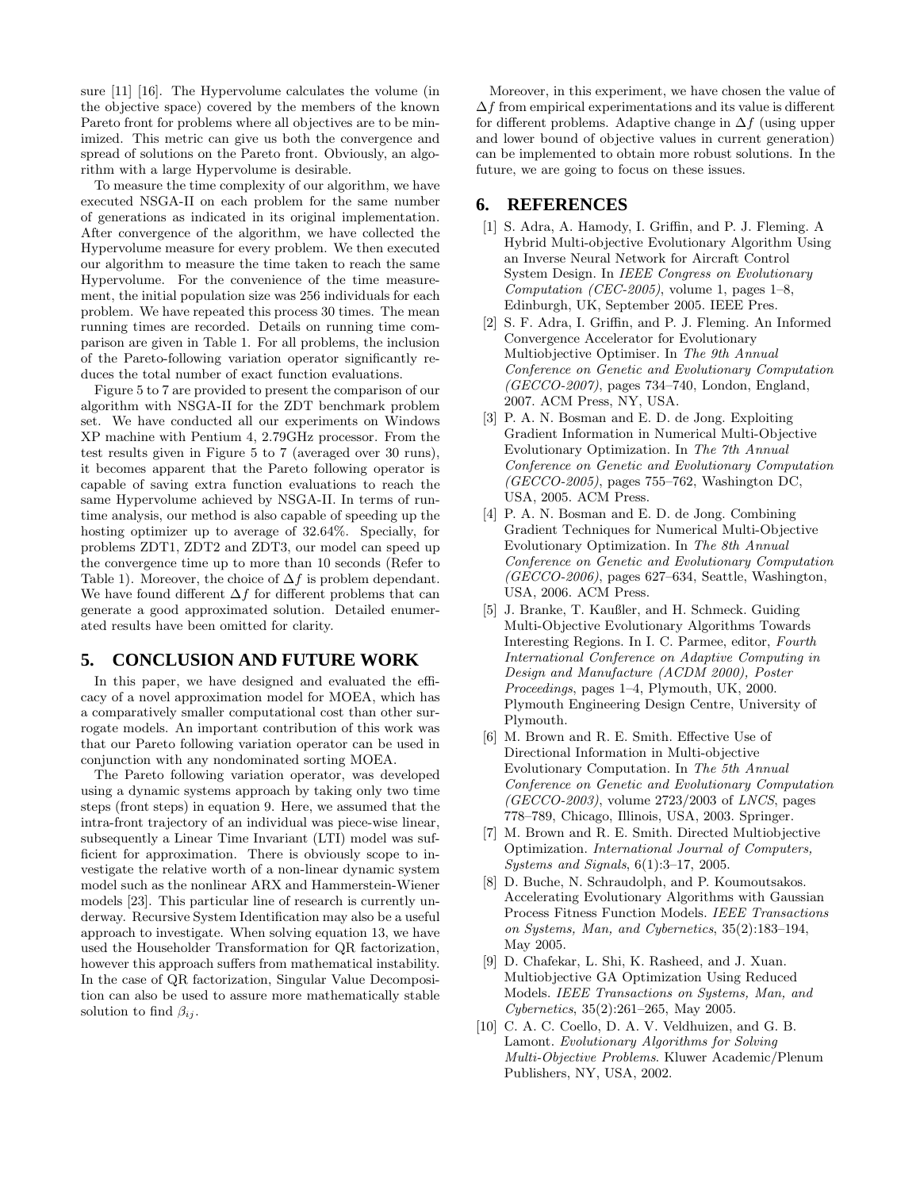sure [11] [16]. The Hypervolume calculates the volume (in the objective space) covered by the members of the known Pareto front for problems where all objectives are to be minimized. This metric can give us both the convergence and spread of solutions on the Pareto front. Obviously, an algorithm with a large Hypervolume is desirable.

To measure the time complexity of our algorithm, we have executed NSGA-II on each problem for the same number of generations as indicated in its original implementation. After convergence of the algorithm, we have collected the Hypervolume measure for every problem. We then executed our algorithm to measure the time taken to reach the same Hypervolume. For the convenience of the time measurement, the initial population size was 256 individuals for each problem. We have repeated this process 30 times. The mean running times are recorded. Details on running time comparison are given in Table 1. For all problems, the inclusion of the Pareto-following variation operator significantly reduces the total number of exact function evaluations.

Figure 5 to 7 are provided to present the comparison of our algorithm with NSGA-II for the ZDT benchmark problem set. We have conducted all our experiments on Windows XP machine with Pentium 4, 2.79GHz processor. From the test results given in Figure 5 to 7 (averaged over 30 runs), it becomes apparent that the Pareto following operator is capable of saving extra function evaluations to reach the same Hypervolume achieved by NSGA-II. In terms of runtime analysis, our method is also capable of speeding up the hosting optimizer up to average of 32.64%. Specially, for problems ZDT1, ZDT2 and ZDT3, our model can speed up the convergence time up to more than 10 seconds (Refer to Table 1). Moreover, the choice of $\Delta f$ is problem dependant. We have found different $\Delta f$ for different problems that can generate a good approximated solution. Detailed enumerated results have been omitted for clarity.

## 5. CONCLUSION AND FUTURE WORK

In this paper, we have designed and evaluated the efficacy of a novel approximation model for MOEA, which has a comparatively smaller computational cost than other surrogate models. An important contribution of this work was that our Pareto following variation operator can be used in conjunction with any nondominated sorting MOEA.

The Pareto following variation operator, was developed using a dynamic systems approach by taking only two time steps (front steps) in equation 9. Here, we assumed that the intra-front trajectory of an individual was piece-wise linear, subsequently a Linear Time Invariant (LTI) model was sufficient for approximation. There is obviously scope to investigate the relative worth of a non-linear dynamic system model such as the nonlinear ARX and Hammerstein-Wiener models [23]. This particular line of research is currently underway. Recursive System Identification may also be a useful approach to investigate. When solving equation 13, we have used the Householder Transformation for QR factorization, however this approach suffers from mathematical instability. In the case of QR factorization, Singular Value Decomposition can also be used to assure more mathematically stable solution to find $\beta_{ij}$.

Moreover, in this experiment, we have chosen the value of $\Delta f$ from empirical experimentations and its value is different for different problems. Adaptive change in $\Delta f$ (using upper and lower bound of objective values in current generation) can be implemented to obtain more robust solutions. In the future, we are going to focus on these issues.

## 6. REFERENCES

[1] S. Adra, A. Hamody, I. Griffin, and P. J. Fleming. A Hybrid Multi-objective Evolutionary Algorithm Using an Inverse Neural Network for Aircraft Control System Design. In *IEEE Congress on Evolutionary Computation (CEC-2005)*, volume 1, pages 1–8, Edinburgh, UK, September 2005. IEEE Pres.

[2] S. F. Adra, I. Griffin, and P. J. Fleming. An Informed Convergence Accelerator for Evolutionary Multiobjective Optimiser. In *The 9th Annual Conference on Genetic and Evolutionary Computation (GECCO-2007)*, pages 734–740, London, England, 2007. ACM Press, NY, USA.

[3] P. A. N. Bosman and E. D. de Jong. Exploiting Gradient Information in Numerical Multi-Objective Evolutionary Optimization. In *The 7th Annual Conference on Genetic and Evolutionary Computation (GECCO-2005)*, pages 755–762, Washington DC, USA, 2005. ACM Press.

[4] P. A. N. Bosman and E. D. de Jong. Combining Gradient Techniques for Numerical Multi-Objective Evolutionary Optimization. In *The 8th Annual Conference on Genetic and Evolutionary Computation (GECCO-2006)*, pages 627–634, Seattle, Washington, USA, 2006. ACM Press.

[5] J. Branke, T. Kaußler, and H. Schmeck. Guiding Multi-Objective Evolutionary Algorithms Towards Interesting Regions. In I. C. Parmee, editor, *Fourth International Conference on Adaptive Computing in Design and Manufacture (ACDM 2000), Poster Proceedings*, pages 1–4, Plymouth, UK, 2000. Plymouth Engineering Design Centre, University of Plymouth.

[6] M. Brown and R. E. Smith. Effective Use of Directional Information in Multi-objective Evolutionary Computation. In *The 5th Annual Conference on Genetic and Evolutionary Computation (GECCO-2003)*, volume 2723/2003 of *LNCS*, pages 778–789, Chicago, Illinois, USA, 2003. Springer.

[7] M. Brown and R. E. Smith. Directed Multiobjective Optimization. *International Journal of Computers, Systems and Signals*, 6(1):3–17, 2005.

[8] D. Buche, N. Schraudolph, and P. Koumoutsakos. Accelerating Evolutionary Algorithms with Gaussian Process Fitness Function Models. *IEEE Transactions on Systems, Man, and Cybernetics*, 35(2):183–194, May 2005.

[9] D. Chafekar, L. Shi, K. Rasheed, and J. Xuan. Multiobjective GA Optimization Using Reduced Models. *IEEE Transactions on Systems, Man, and Cybernetics*, 35(2):261–265, May 2005.

[10] C. A. C. Coello, D. A. V. Veldhuizen, and G. B. Lamont. *Evolutionary Algorithms for Solving Multi-Objective Problems*. Kluwer Academic/Plenum Publishers, NY, USA, 2002.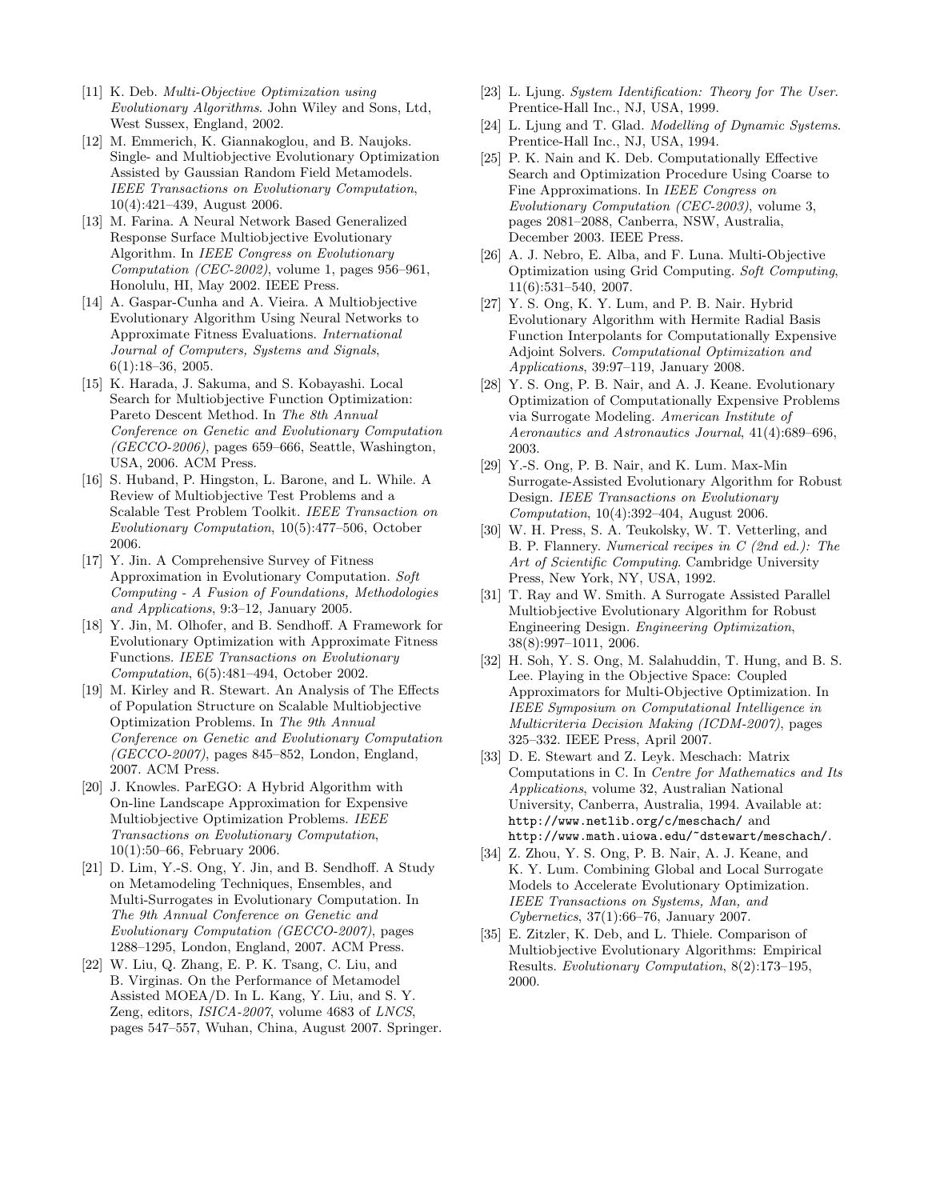- [11] K. Deb. *Multi-Objective Optimization using Evolutionary Algorithms*. John Wiley and Sons, Ltd, West Sussex, England, 2002.
- [12] M. Emmerich, K. Giannakoglou, and B. Naujoks. Single- and Multiobjective Evolutionary Optimization Assisted by Gaussian Random Field Metamodels. *IEEE Transactions on Evolutionary Computation*, 10(4):421–439, August 2006.
- [13] M. Farina. A Neural Network Based Generalized Response Surface Multiobjective Evolutionary Algorithm. In *IEEE Congress on Evolutionary Computation (CEC-2002)*, volume 1, pages 956–961, Honolulu, HI, May 2002. IEEE Press.
- [14] A. Gaspar-Cunha and A. Vieira. A Multiobjective Evolutionary Algorithm Using Neural Networks to Approximate Fitness Evaluations. *International Journal of Computers, Systems and Signals*, 6(1):18–36, 2005.
- [15] K. Harada, J. Sakuma, and S. Kobayashi. Local Search for Multiobjective Function Optimization: Pareto Descent Method. In *The 8th Annual Conference on Genetic and Evolutionary Computation (GECCO-2006)*, pages 659–666, Seattle, Washington, USA, 2006. ACM Press.
- [16] S. Huband, P. Hingston, L. Barone, and L. While. A Review of Multiobjective Test Problems and a Scalable Test Problem Toolkit. *IEEE Transaction on Evolutionary Computation*, 10(5):477–506, October 2006.
- [17] Y. Jin. A Comprehensive Survey of Fitness Approximation in Evolutionary Computation. *Soft Computing - A Fusion of Foundations, Methodologies and Applications*, 9:3–12, January 2005.
- [18] Y. Jin, M. Olhofer, and B. Sendhoff. A Framework for Evolutionary Optimization with Approximate Fitness Functions. *IEEE Transactions on Evolutionary Computation*, 6(5):481–494, October 2002.
- [19] M. Kirley and R. Stewart. An Analysis of The Effects of Population Structure on Scalable Multiobjective Optimization Problems. In *The 9th Annual Conference on Genetic and Evolutionary Computation (GECCO-2007)*, pages 845–852, London, England, 2007. ACM Press.
- [20] J. Knowles. ParEGO: A Hybrid Algorithm with On-line Landscape Approximation for Expensive Multiobjective Optimization Problems. *IEEE Transactions on Evolutionary Computation*, 10(1):50–66, February 2006.
- [21] D. Lim, Y.-S. Ong, Y. Jin, and B. Sendhoff. A Study on Metamodeling Techniques, Ensembles, and Multi-Surrogates in Evolutionary Computation. In *The 9th Annual Conference on Genetic and Evolutionary Computation (GECCO-2007)*, pages 1288–1295, London, England, 2007. ACM Press.
- [22] W. Liu, Q. Zhang, E. P. K. Tsang, C. Liu, and B. Virginas. On the Performance of Metamodel Assisted MOEA/D. In L. Kang, Y. Liu, and S. Y. Zeng, editors, *ISICA-2007*, volume 4683 of *LNCS*, pages 547–557, Wuhan, China, August 2007. Springer.
- [23] L. Ljung. *System Identification: Theory for The User*. Prentice-Hall Inc., NJ, USA, 1999.
- [24] L. Ljung and T. Glad. *Modelling of Dynamic Systems*. Prentice-Hall Inc., NJ, USA, 1994.
- [25] P. K. Nain and K. Deb. Computationally Effective Search and Optimization Procedure Using Coarse to Fine Approximations. In *IEEE Congress on Evolutionary Computation (CEC-2003)*, volume 3, pages 2081–2088, Canberra, NSW, Australia, December 2003. IEEE Press.
- [26] A. J. Nebro, E. Alba, and F. Luna. Multi-Objective Optimization using Grid Computing. *Soft Computing*, 11(6):531–540, 2007.
- [27] Y. S. Ong, K. Y. Lum, and P. B. Nair. Hybrid Evolutionary Algorithm with Hermite Radial Basis Function Interpolants for Computationally Expensive Adjoint Solvers. *Computational Optimization and Applications*, 39:97–119, January 2008.
- [28] Y. S. Ong, P. B. Nair, and A. J. Keane. Evolutionary Optimization of Computationally Expensive Problems via Surrogate Modeling. *American Institute of Aeronautics and Astronautics Journal*, 41(4):689–696, 2003.
- [29] Y.-S. Ong, P. B. Nair, and K. Lum. Max-Min Surrogate-Assisted Evolutionary Algorithm for Robust Design. *IEEE Transactions on Evolutionary Computation*, 10(4):392–404, August 2006.
- [30] W. H. Press, S. A. Teukolsky, W. T. Vetterling, and B. P. Flannery. *Numerical recipes in C (2nd ed.): The Art of Scientific Computing*. Cambridge University Press, New York, NY, USA, 1992.
- [31] T. Ray and W. Smith. A Surrogate Assisted Parallel Multiobjective Evolutionary Algorithm for Robust Engineering Design. *Engineering Optimization*, 38(8):997–1011, 2006.
- [32] H. Soh, Y. S. Ong, M. Salahuddin, T. Hung, and B. S. Lee. Playing in the Objective Space: Coupled Approximators for Multi-Objective Optimization. In *IEEE Symposium on Computational Intelligence in Multicriteria Decision Making (ICDM-2007)*, pages 325–332. IEEE Press, April 2007.
- [33] D. E. Stewart and Z. Leyk. Meschach: Matrix Computations in C. In *Centre for Mathematics and Its Applications*, volume 32, Australian National University, Canberra, Australia, 1994. Available at: `http://www.netlib.org/c/meschach/` and `http://www.math.uiowa.edu/~dstewart/meschach/`.
- [34] Z. Zhou, Y. S. Ong, P. B. Nair, A. J. Keane, and K. Y. Lum. Combining Global and Local Surrogate Models to Accelerate Evolutionary Optimization. *IEEE Transactions on Systems, Man, and Cybernetics*, 37(1):66–76, January 2007.
- [35] E. Zitzler, K. Deb, and L. Thiele. Comparison of Multiobjective Evolutionary Algorithms: Empirical Results. *Evolutionary Computation*, 8(2):173–195, 2000.